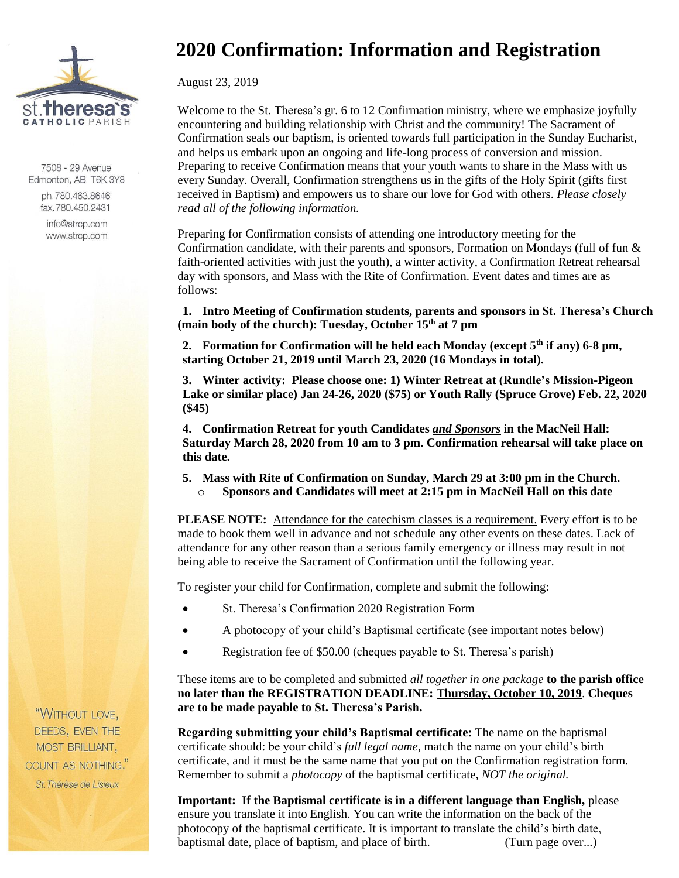st.theresa's CATHOLIC PARISH

7508 - 29 Avenue
Edmonton, AB T6K 3Y8
ph. 780.463.8646
fax. 780.450.2431
info@strcp.com
www.strcp.com

# 2020 Confirmation: Information and Registration

August 23, 2019

Welcome to the St. Theresa's gr. 6 to 12 Confirmation ministry, where we emphasize joyfully encountering and building relationship with Christ and the community! The Sacrament of Confirmation seals our baptism, is oriented towards full participation in the Sunday Eucharist, and helps us embark upon an ongoing and life-long process of conversion and mission. Preparing to receive Confirmation means that your youth wants to share in the Mass with us every Sunday. Overall, Confirmation strengthens us in the gifts of the Holy Spirit (gifts first received in Baptism) and empowers us to share our love for God with others. *Please closely read all of the following information.*

Preparing for Confirmation consists of attending one introductory meeting for the Confirmation candidate, with their parents and sponsors, Formation on Mondays (full of fun & faith-oriented activities with just the youth), a winter activity, a Confirmation Retreat rehearsal day with sponsors, and Mass with the Rite of Confirmation. Event dates and times are as follows:

1. **Intro Meeting of Confirmation students, parents and sponsors in St. Theresa's Church (main body of the church): Tuesday, October 15th at 7 pm**
2. **Formation for Confirmation will be held each Monday (except 5th if any) 6-8 pm, starting October 21, 2019 until March 23, 2020 (16 Mondays in total).**
3. **Winter activity: Please choose one: 1) Winter Retreat at (Rundle's Mission-Pigeon Lake or similar place) Jan 24-26, 2020 ($75) or Youth Rally (Spruce Grove) Feb. 22, 2020 ($45)**
4. **Confirmation Retreat for youth Candidates *and Sponsors* in the MacNeil Hall: Saturday March 28, 2020 from 10 am to 3 pm. Confirmation rehearsal will take place on this date.**
5. **Mass with Rite of Confirmation on Sunday, March 29 at 3:00 pm in the Church.**
   - **Sponsors and Candidates will meet at 2:15 pm in MacNeil Hall on this date**

**PLEASE NOTE:** Attendance for the catechism classes is a requirement. Every effort is to be made to book them well in advance and not schedule any other events on these dates. Lack of attendance for any other reason than a serious family emergency or illness may result in not being able to receive the Sacrament of Confirmation until the following year.

To register your child for Confirmation, complete and submit the following:

- St. Theresa's Confirmation 2020 Registration Form
- A photocopy of your child's Baptismal certificate (see important notes below)
- Registration fee of $50.00 (cheques payable to St. Theresa's parish)

These items are to be completed and submitted *all together in one package* **to the parish office no later than the REGISTRATION DEADLINE: Thursday, October 10, 2019. Cheques are to be made payable to St. Theresa's Parish.**

**Regarding submitting your child's Baptismal certificate:** The name on the baptismal certificate should: be your child's *full legal name*, match the name on your child's birth certificate, and it must be the same name that you put on the Confirmation registration form. Remember to submit a *photocopy* of the baptismal certificate, *NOT the original.*

**Important: If the Baptismal certificate is in a different language than English,** please ensure you translate it into English. You can write the information on the back of the photocopy of the baptismal certificate. It is important to translate the child's birth date, baptismal date, place of baptism, and place of birth. (Turn page over...)

"WITHOUT LOVE, DEEDS, EVEN THE MOST BRILLIANT, COUNT AS NOTHING."
*St. Thérèse de Lisieux*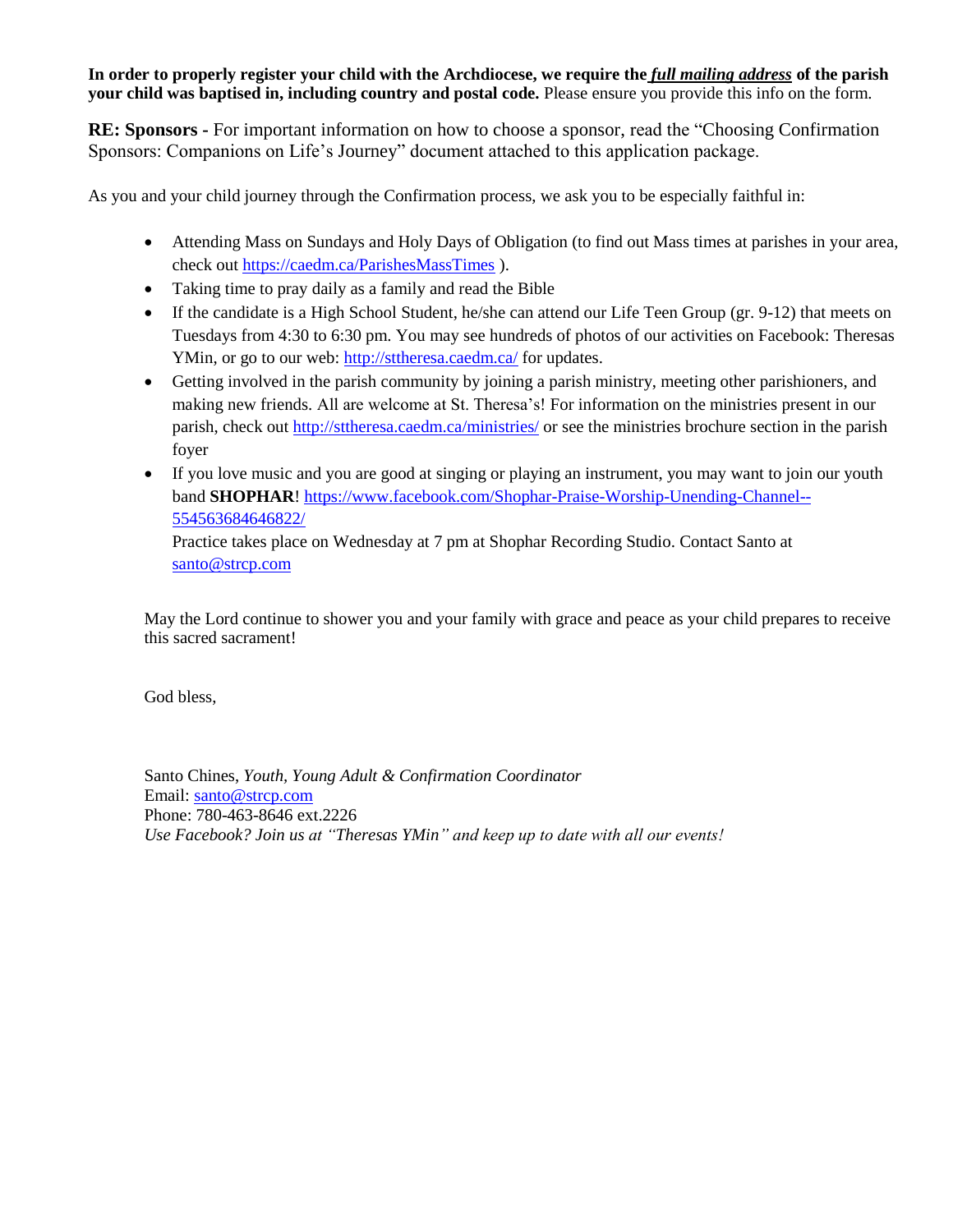**In order to properly register your child with the Archdiocese, we require the *full mailing address* of the parish your child was baptised in, including country and postal code.** Please ensure you provide this info on the form.

**RE: Sponsors -** For important information on how to choose a sponsor, read the "Choosing Confirmation Sponsors: Companions on Life's Journey" document attached to this application package.

As you and your child journey through the Confirmation process, we ask you to be especially faithful in:

- Attending Mass on Sundays and Holy Days of Obligation (to find out Mass times at parishes in your area, check out https://caedm.ca/ParishesMassTimes ).
- Taking time to pray daily as a family and read the Bible
- If the candidate is a High School Student, he/she can attend our Life Teen Group (gr. 9-12) that meets on Tuesdays from 4:30 to 6:30 pm. You may see hundreds of photos of our activities on Facebook: Theresas YMin, or go to our web: http://sttheresa.caedm.ca/ for updates.
- Getting involved in the parish community by joining a parish ministry, meeting other parishioners, and making new friends. All are welcome at St. Theresa's! For information on the ministries present in our parish, check out http://sttheresa.caedm.ca/ministries/ or see the ministries brochure section in the parish foyer
- If you love music and you are good at singing or playing an instrument, you may want to join our youth band **SHOPHAR**! https://www.facebook.com/Shophar-Praise-Worship-Unending-Channel--554563684646822/

  Practice takes place on Wednesday at 7 pm at Shophar Recording Studio. Contact Santo at santo@strcp.com

May the Lord continue to shower you and your family with grace and peace as your child prepares to receive this sacred sacrament!

God bless,

Santo Chines, *Youth, Young Adult & Confirmation Coordinator*
Email: santo@strcp.com
Phone: 780-463-8646 ext.2226
*Use Facebook? Join us at "Theresas YMin" and keep up to date with all our events!*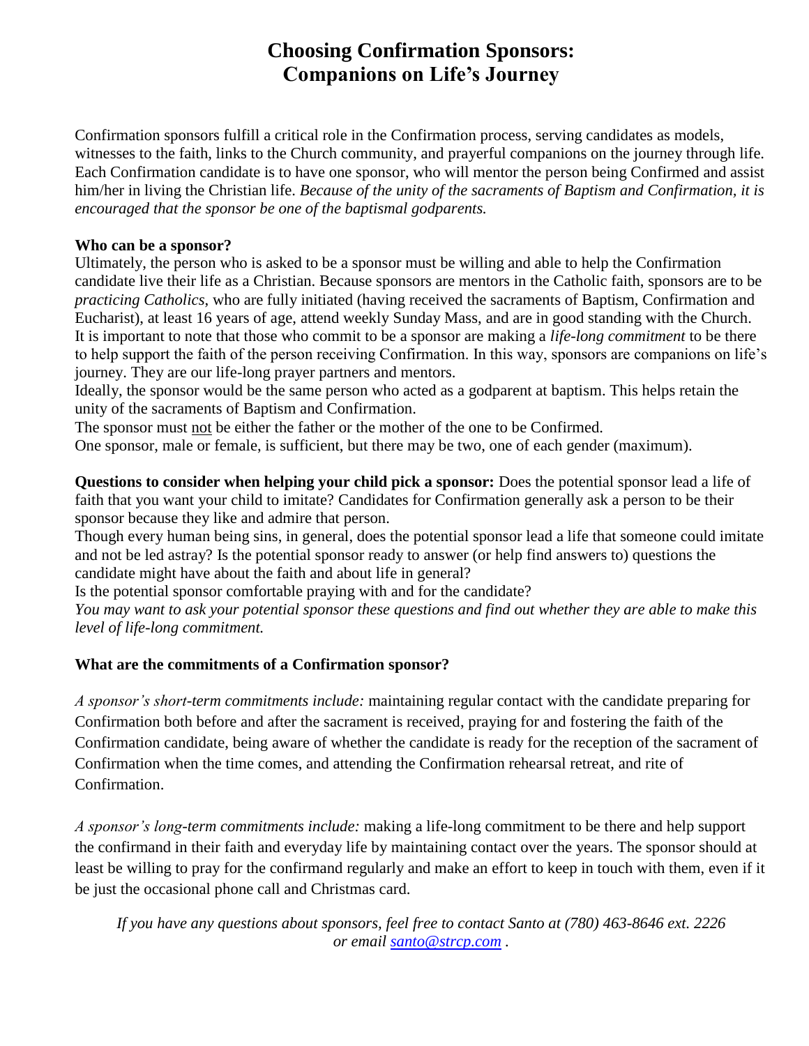# Choosing Confirmation Sponsors: Companions on Life's Journey

Confirmation sponsors fulfill a critical role in the Confirmation process, serving candidates as models, witnesses to the faith, links to the Church community, and prayerful companions on the journey through life. Each Confirmation candidate is to have one sponsor, who will mentor the person being Confirmed and assist him/her in living the Christian life. *Because of the unity of the sacraments of Baptism and Confirmation, it is encouraged that the sponsor be one of the baptismal godparents.*

**Who can be a sponsor?**

Ultimately, the person who is asked to be a sponsor must be willing and able to help the Confirmation candidate live their life as a Christian. Because sponsors are mentors in the Catholic faith, sponsors are to be *practicing Catholics*, who are fully initiated (having received the sacraments of Baptism, Confirmation and Eucharist), at least 16 years of age, attend weekly Sunday Mass, and are in good standing with the Church. It is important to note that those who commit to be a sponsor are making a *life-long commitment* to be there to help support the faith of the person receiving Confirmation. In this way, sponsors are companions on life's journey. They are our life-long prayer partners and mentors.

Ideally, the sponsor would be the same person who acted as a godparent at baptism. This helps retain the unity of the sacraments of Baptism and Confirmation.

The sponsor must not be either the father or the mother of the one to be Confirmed.

One sponsor, male or female, is sufficient, but there may be two, one of each gender (maximum).

**Questions to consider when helping your child pick a sponsor:** Does the potential sponsor lead a life of faith that you want your child to imitate? Candidates for Confirmation generally ask a person to be their sponsor because they like and admire that person.

Though every human being sins, in general, does the potential sponsor lead a life that someone could imitate and not be led astray? Is the potential sponsor ready to answer (or help find answers to) questions the candidate might have about the faith and about life in general?

Is the potential sponsor comfortable praying with and for the candidate?

*You may want to ask your potential sponsor these questions and find out whether they are able to make this level of life-long commitment.*

**What are the commitments of a Confirmation sponsor?**

*A sponsor's short-term commitments include:* maintaining regular contact with the candidate preparing for Confirmation both before and after the sacrament is received, praying for and fostering the faith of the Confirmation candidate, being aware of whether the candidate is ready for the reception of the sacrament of Confirmation when the time comes, and attending the Confirmation rehearsal retreat, and rite of Confirmation.

*A sponsor's long-term commitments include:* making a life-long commitment to be there and help support the confirmand in their faith and everyday life by maintaining contact over the years. The sponsor should at least be willing to pray for the confirmand regularly and make an effort to keep in touch with them, even if it be just the occasional phone call and Christmas card.

*If you have any questions about sponsors, feel free to contact Santo at (780) 463-8646 ext. 2226 or email santo@strcp.com .*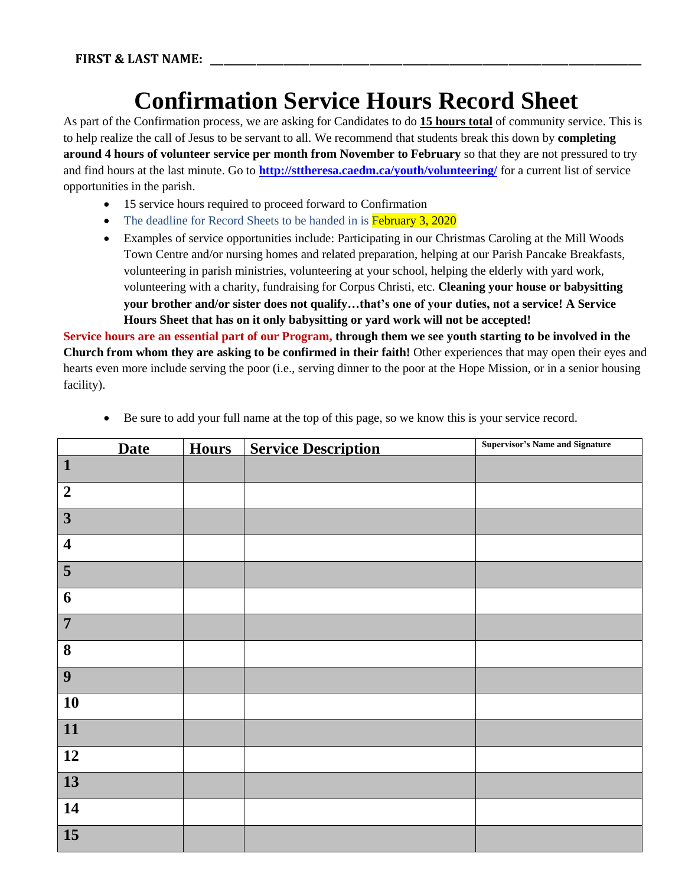**FIRST & LAST NAME: \_\_\_\_\_\_\_\_\_\_\_\_\_\_\_\_\_\_\_\_\_\_\_\_\_\_\_\_\_\_\_\_\_\_\_\_\_\_\_\_\_\_\_\_\_\_\_\_\_\_\_\_\_\_\_\_\_\_\_\_\_\_\_\_**

# Confirmation Service Hours Record Sheet

As part of the Confirmation process, we are asking for Candidates to do **15 hours total** of community service. This is to help realize the call of Jesus to be servant to all. We recommend that students break this down by **completing around 4 hours of volunteer service per month from November to February** so that they are not pressured to try and find hours at the last minute. Go to **http://sttheresa.caedm.ca/youth/volunteering/** for a current list of service opportunities in the parish.

- 15 service hours required to proceed forward to Confirmation
- The deadline for Record Sheets to be handed in is February 3, 2020
- Examples of service opportunities include: Participating in our Christmas Caroling at the Mill Woods Town Centre and/or nursing homes and related preparation, helping at our Parish Pancake Breakfasts, volunteering in parish ministries, volunteering at your school, helping the elderly with yard work, volunteering with a charity, fundraising for Corpus Christi, etc. **Cleaning your house or babysitting your brother and/or sister does not qualify…that's one of your duties, not a service! A Service Hours Sheet that has on it only babysitting or yard work will not be accepted!**

**Service hours are an essential part of our Program, through them we see youth starting to be involved in the Church from whom they are asking to be confirmed in their faith!** Other experiences that may open their eyes and hearts even more include serving the poor (i.e., serving dinner to the poor at the Hope Mission, or in a senior housing facility).

- Be sure to add your full name at the top of this page, so we know this is your service record.

| Date | Hours | Service Description | Supervisor's Name and Signature |
|---|---|---|---|
| 1 | | | |
| 2 | | | |
| 3 | | | |
| 4 | | | |
| 5 | | | |
| 6 | | | |
| 7 | | | |
| 8 | | | |
| 9 | | | |
| 10 | | | |
| 11 | | | |
| 12 | | | |
| 13 | | | |
| 14 | | | |
| 15 | | | |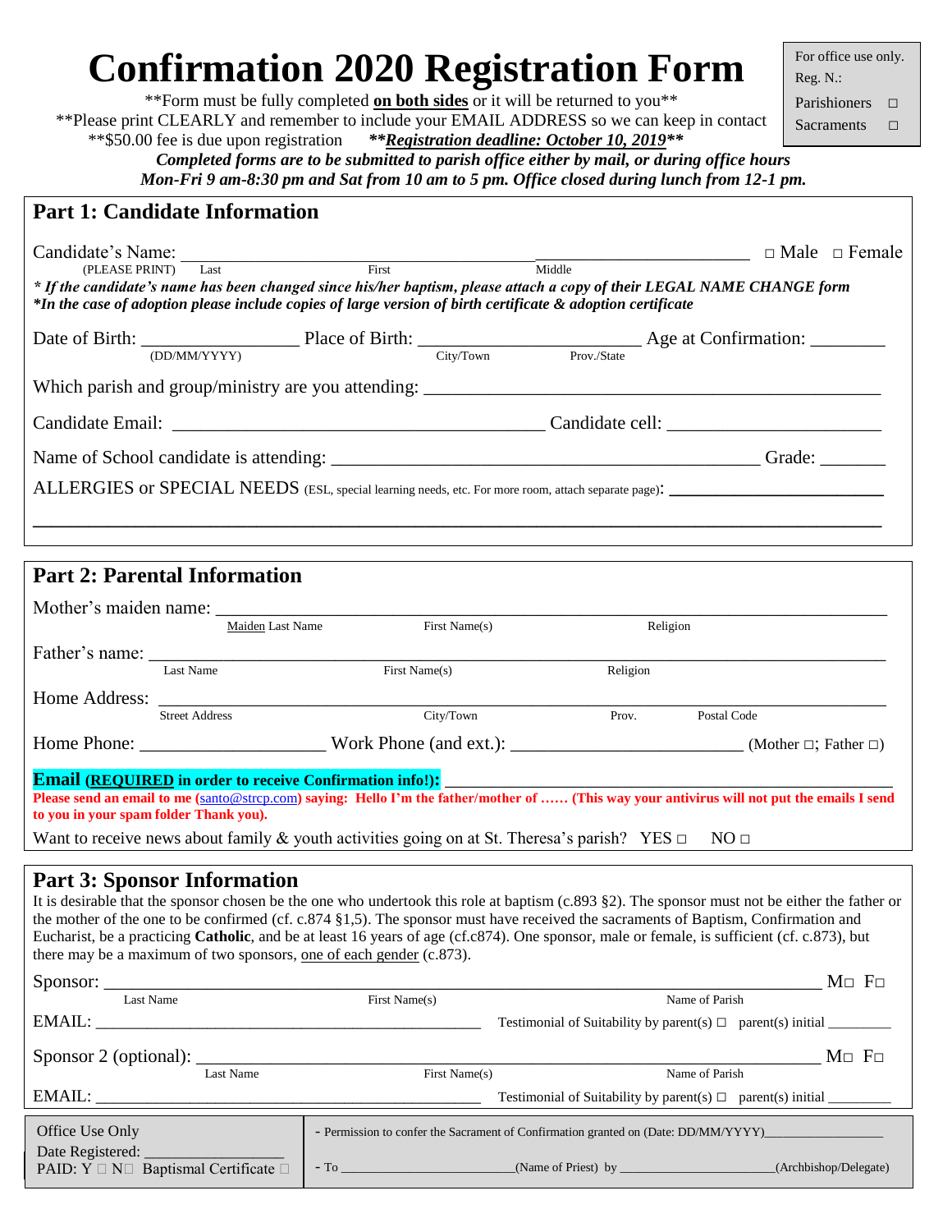# Confirmation 2020 Registration Form

For office use only.
Reg. N.:
Parishioners □
Sacraments □

**Form must be fully completed **on both sides** or it will be returned to you**
**Please print CLEARLY and remember to include your EMAIL ADDRESS so we can keep in contact
**$50.00 fee is due upon registration ***Registration deadline: October 10, 2019****

***Completed forms are to be submitted to parish office either by mail, or during office hours Mon-Fri 9 am-8:30 pm and Sat from 10 am to 5 pm. Office closed during lunch from 12-1 pm.***

## Part 1: Candidate Information

Candidate's Name: ______________________________ ______________________ □ Male □ Female
(PLEASE PRINT) Last First Middle

***If the candidate's name has been changed since his/her baptism, please attach a copy of their LEGAL NAME CHANGE form***
***In the case of adoption please include copies of large version of birth certificate & adoption certificate***

Date of Birth: ________________ Place of Birth: ______________________ Age at Confirmation: ________
(DD/MM/YYYY) City/Town Prov./State

Which parish and group/ministry are you attending: ______________________________________________

Candidate Email: ________________________________________ Candidate cell: ______________________

Name of School candidate is attending: ____________________________________________ Grade: _______

ALLERGIES or SPECIAL NEEDS (ESL, special learning needs, etc. For more room, attach separate page): ______________________

___________________________________________________________________________________

## Part 2: Parental Information

Mother's maiden name: _______________________________________________________________
Maiden Last Name First Name(s) Religion

Father's name: ______________________________________________________________________
Last Name First Name(s) Religion

Home Address: ______________________________________________________________________
Street Address City/Town Prov. Postal Code

Home Phone: ___________________ Work Phone (and ext.): ________________________ (Mother □; Father □)

**Email (REQUIRED in order to receive Confirmation info!):** _____________________________________

**Please send an email to me (santo@strcp.com) saying: Hello I'm the father/mother of …… (This way your antivirus will not put the emails I send to you in your spam folder Thank you).**

Want to receive news about family & youth activities going on at St. Theresa's parish? YES □ NO □

## Part 3: Sponsor Information

It is desirable that the sponsor chosen be the one who undertook this role at baptism (c.893 §2). The sponsor must not be either the father or the mother of the one to be confirmed (cf. c.874 §1,5). The sponsor must have received the sacraments of Baptism, Confirmation and Eucharist, be a practicing **Catholic**, and be at least 16 years of age (cf.c874). One sponsor, male or female, is sufficient (cf. c.873), but there may be a maximum of two sponsors, one of each gender (c.873).

Sponsor: ____________________________________________________________________ M□ F□
Last Name First Name(s) Name of Parish

EMAIL: ____________________________________________ Testimonial of Suitability by parent(s) □ parent(s) initial ________

Sponsor 2 (optional): ______________________________________________________ M□ F□
Last Name First Name(s) Name of Parish

EMAIL: ____________________________________________ Testimonial of Suitability by parent(s) □ parent(s) initial ________

| Office Use Only<br>Date Registered: _______________<br>PAID: Y □ N□ Baptismal Certificate □ | - Permission to confer the Sacrament of Confirmation granted on (Date: DD/MM/YYYY)_______________<br>- To ______________________(Name of Priest) by ______________________(Archbishop/Delegate) |
|---|---|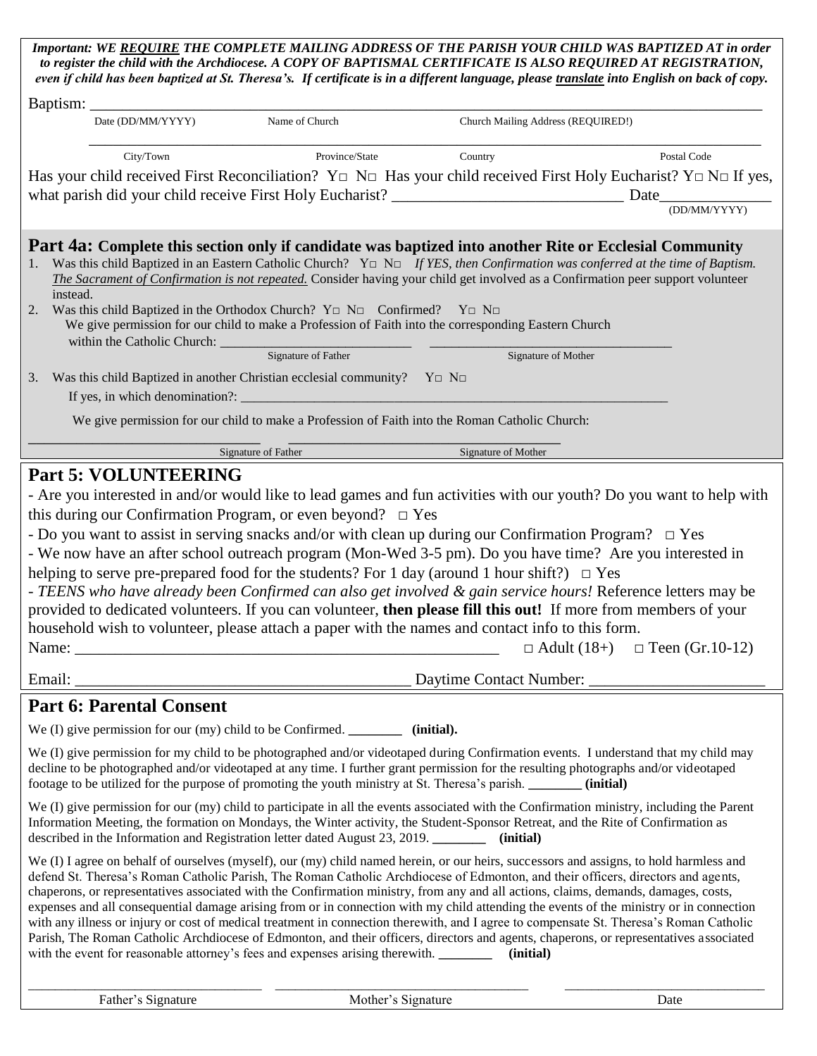***Important: WE <u>REQUIRE</u> THE COMPLETE MAILING ADDRESS OF THE PARISH YOUR CHILD WAS BAPTIZED AT in order to register the child with the Archdiocese. A COPY OF BAPTISMAL CERTIFICATE IS ALSO REQUIRED AT REGISTRATION, even if child has been baptized at St. Theresa's. If certificate is in a different language, please <u>translate</u> into English on back of copy.***

Baptism: ______________________________________________________________________________

Date (DD/MM/YYYY) | Name of Church | Church Mailing Address (REQUIRED!)

______________________________________________________________________________

City/Town | Province/State | Country | Postal Code

Has your child received First Reconciliation? Y□ N□ Has your child received First Holy Eucharist? Y□ N□ If yes, what parish did your child receive First Holy Eucharist? ______________________________ Date______________ (DD/MM/YYYY)

## Part 4a: Complete this section only if candidate was baptized into another Rite or Ecclesial Community

1. Was this child Baptized in an Eastern Catholic Church? Y□ N□ *If YES, then Confirmation was conferred at the time of Baptism. <u>The Sacrament of Confirmation is not repeated.</u>* Consider having your child get involved as a Confirmation peer support volunteer instead.
2. Was this child Baptized in the Orthodox Church? Y□ N□ Confirmed? Y□ N□
   We give permission for our child to make a Profession of Faith into the corresponding Eastern Church within the Catholic Church: ____________________________ ____________________________
   Signature of Father | Signature of Mother
3. Was this child Baptized in another Christian ecclesial community? Y□ N□
   If yes, in which denomination?: ____________________________________________________________

   We give permission for our child to make a Profession of Faith into the Roman Catholic Church:

   ____________________________ ____________________________
   Signature of Father | Signature of Mother

## Part 5: VOLUNTEERING

- Are you interested in and/or would like to lead games and fun activities with our youth? Do you want to help with this during our Confirmation Program, or even beyond? □ Yes
- Do you want to assist in serving snacks and/or with clean up during our Confirmation Program? □ Yes
- We now have an after school outreach program (Mon-Wed 3-5 pm). Do you have time? Are you interested in helping to serve pre-prepared food for the students? For 1 day (around 1 hour shift?) □ Yes
- *TEENS who have already been Confirmed can also get involved & gain service hours!* Reference letters may be provided to dedicated volunteers. If you can volunteer, **then please fill this out!** If more from members of your household wish to volunteer, please attach a paper with the names and contact info to this form.

Name: ______________________________________________________ □ Adult (18+) □ Teen (Gr.10-12)

Email: ________________________________________ Daytime Contact Number: ______________________

## Part 6: Parental Consent

We (I) give permission for our (my) child to be Confirmed. ________ **(initial).**

We (I) give permission for my child to be photographed and/or videotaped during Confirmation events. I understand that my child may decline to be photographed and/or videotaped at any time. I further grant permission for the resulting photographs and/or videotaped footage to be utilized for the purpose of promoting the youth ministry at St. Theresa's parish. ________ **(initial)**

We (I) give permission for our (my) child to participate in all the events associated with the Confirmation ministry, including the Parent Information Meeting, the formation on Mondays, the Winter activity, the Student-Sponsor Retreat, and the Rite of Confirmation as described in the Information and Registration letter dated August 23, 2019. ________ **(initial)**

We (I) I agree on behalf of ourselves (myself), our (my) child named herein, or our heirs, successors and assigns, to hold harmless and defend St. Theresa's Roman Catholic Parish, The Roman Catholic Archdiocese of Edmonton, and their officers, directors and agents, chaperons, or representatives associated with the Confirmation ministry, from any and all actions, claims, demands, damages, costs, expenses and all consequential damage arising from or in connection with my child attending the events of the ministry or in connection with any illness or injury or cost of medical treatment in connection therewith, and I agree to compensate St. Theresa's Roman Catholic Parish, The Roman Catholic Archdiocese of Edmonton, and their officers, directors and agents, chaperons, or representatives associated with the event for reasonable attorney's fees and expenses arising therewith. ________ **(initial)**

____________________________ ____________________________ ____________________________

Father's Signature | Mother's Signature | Date